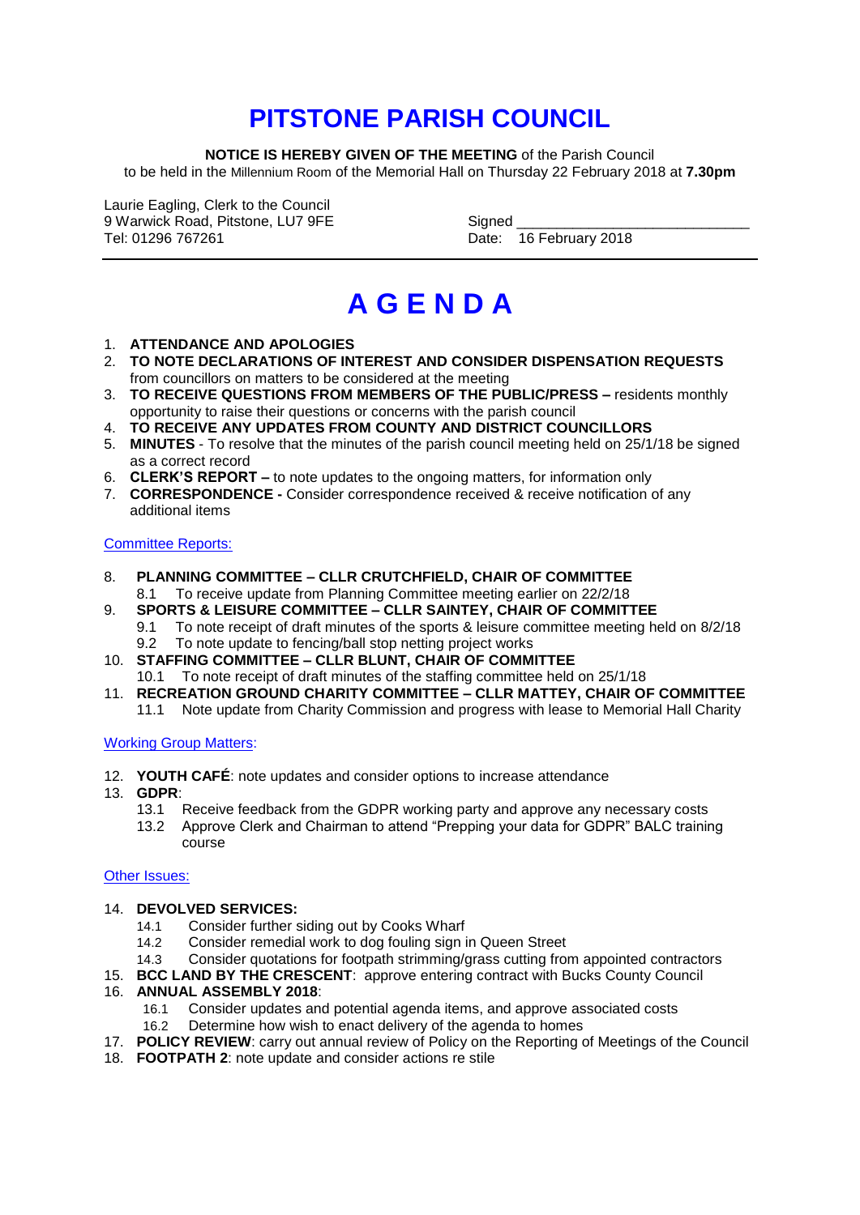# PITSTONE PARISH COUNCIL

**NOTICE IS HEREBY GIVEN OF THE MEETING** of the Parish Council
to be held in the Millennium Room of the Memorial Hall on Thursday 22 February 2018 at **7.30pm**

Laurie Eagling, Clerk to the Council
9 Warwick Road, Pitstone, LU7 9FE
Tel: 01296 767261

Signed ____________________________
Date: 16 February 2018

---

# A G E N D A

1. **ATTENDANCE AND APOLOGIES**
2. **TO NOTE DECLARATIONS OF INTEREST AND CONSIDER DISPENSATION REQUESTS** from councillors on matters to be considered at the meeting
3. **TO RECEIVE QUESTIONS FROM MEMBERS OF THE PUBLIC/PRESS –** residents monthly opportunity to raise their questions or concerns with the parish council
4. **TO RECEIVE ANY UPDATES FROM COUNTY AND DISTRICT COUNCILLORS**
5. **MINUTES** - To resolve that the minutes of the parish council meeting held on 25/1/18 be signed as a correct record
6. **CLERK'S REPORT –** to note updates to the ongoing matters, for information only
7. **CORRESPONDENCE -** Consider correspondence received & receive notification of any additional items

## Committee Reports:

8. **PLANNING COMMITTEE – CLLR CRUTCHFIELD, CHAIR OF COMMITTEE**
   - 8.1 To receive update from Planning Committee meeting earlier on 22/2/18
9. **SPORTS & LEISURE COMMITTEE – CLLR SAINTEY, CHAIR OF COMMITTEE**
   - 9.1 To note receipt of draft minutes of the sports & leisure committee meeting held on 8/2/18
   - 9.2 To note update to fencing/ball stop netting project works
10. **STAFFING COMMITTEE – CLLR BLUNT, CHAIR OF COMMITTEE**
    - 10.1 To note receipt of draft minutes of the staffing committee held on 25/1/18
11. **RECREATION GROUND CHARITY COMMITTEE – CLLR MATTEY, CHAIR OF COMMITTEE**
    - 11.1 Note update from Charity Commission and progress with lease to Memorial Hall Charity

## Working Group Matters:

12. **YOUTH CAFÉ**: note updates and consider options to increase attendance
13. **GDPR**:
    - 13.1 Receive feedback from the GDPR working party and approve any necessary costs
    - 13.2 Approve Clerk and Chairman to attend "Prepping your data for GDPR" BALC training course

## Other Issues:

14. **DEVOLVED SERVICES:**
    - 14.1 Consider further siding out by Cooks Wharf
    - 14.2 Consider remedial work to dog fouling sign in Queen Street
    - 14.3 Consider quotations for footpath strimming/grass cutting from appointed contractors
15. **BCC LAND BY THE CRESCENT**: approve entering contract with Bucks County Council
16. **ANNUAL ASSEMBLY 2018**:
    - 16.1 Consider updates and potential agenda items, and approve associated costs
    - 16.2 Determine how wish to enact delivery of the agenda to homes
17. **POLICY REVIEW**: carry out annual review of Policy on the Reporting of Meetings of the Council
18. **FOOTPATH 2**: note update and consider actions re stile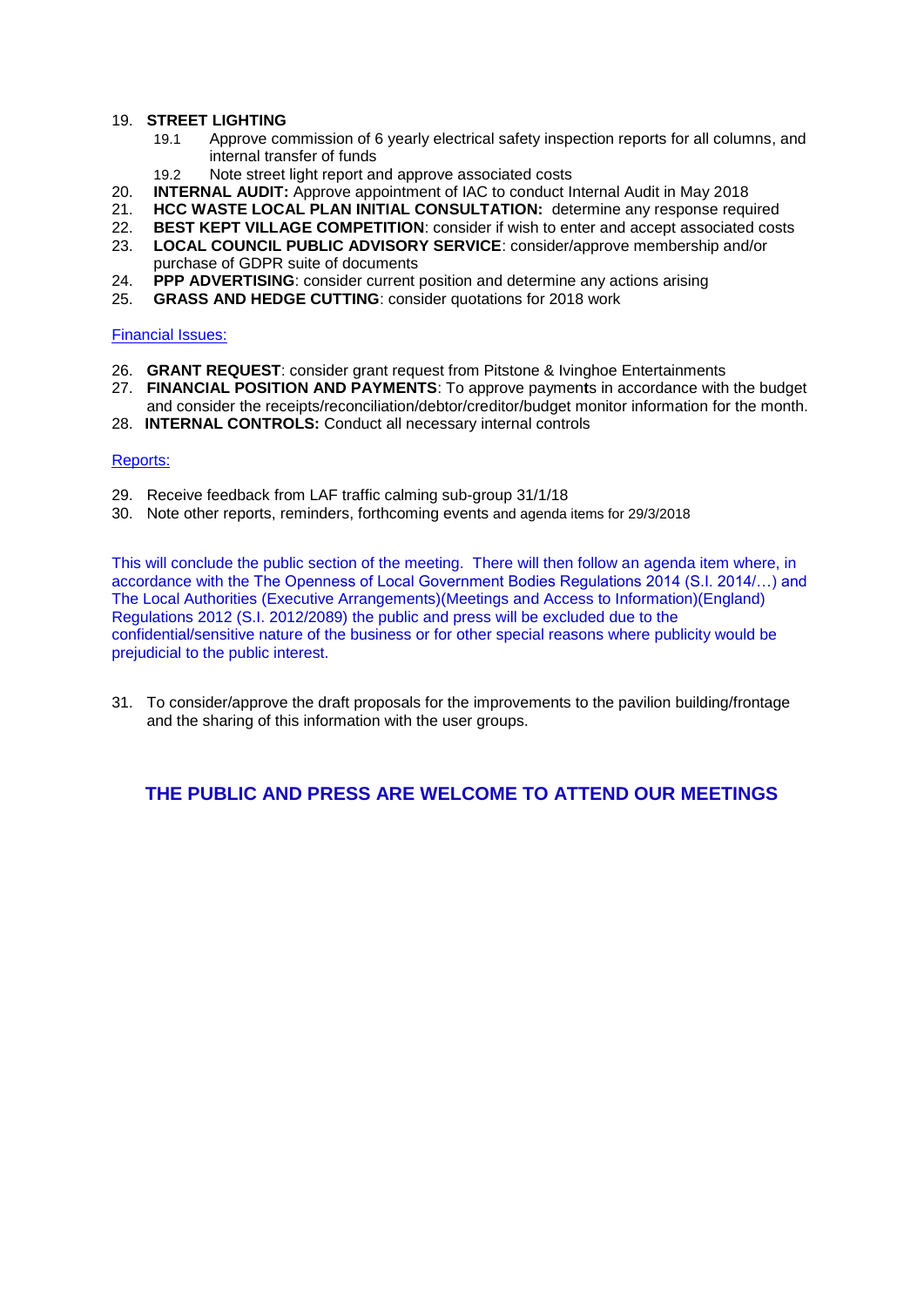19. **STREET LIGHTING**
    - 19.1 Approve commission of 6 yearly electrical safety inspection reports for all columns, and internal transfer of funds
    - 19.2 Note street light report and approve associated costs
20. **INTERNAL AUDIT:** Approve appointment of IAC to conduct Internal Audit in May 2018
21. **HCC WASTE LOCAL PLAN INITIAL CONSULTATION:** determine any response required
22. **BEST KEPT VILLAGE COMPETITION**: consider if wish to enter and accept associated costs
23. **LOCAL COUNCIL PUBLIC ADVISORY SERVICE**: consider/approve membership and/or purchase of GDPR suite of documents
24. **PPP ADVERTISING**: consider current position and determine any actions arising
25. **GRASS AND HEDGE CUTTING**: consider quotations for 2018 work

Financial Issues:

26. **GRANT REQUEST**: consider grant request from Pitstone & Ivinghoe Entertainments
27. **FINANCIAL POSITION AND PAYMENTS**: To approve payments in accordance with the budget and consider the receipts/reconciliation/debtor/creditor/budget monitor information for the month.
28. **INTERNAL CONTROLS:** Conduct all necessary internal controls

Reports:

29. Receive feedback from LAF traffic calming sub-group 31/1/18
30. Note other reports, reminders, forthcoming events and agenda items for 29/3/2018

This will conclude the public section of the meeting. There will then follow an agenda item where, in accordance with the The Openness of Local Government Bodies Regulations 2014 (S.I. 2014/…) and The Local Authorities (Executive Arrangements)(Meetings and Access to Information)(England) Regulations 2012 (S.I. 2012/2089) the public and press will be excluded due to the confidential/sensitive nature of the business or for other special reasons where publicity would be prejudicial to the public interest.

31. To consider/approve the draft proposals for the improvements to the pavilion building/frontage and the sharing of this information with the user groups.

**THE PUBLIC AND PRESS ARE WELCOME TO ATTEND OUR MEETINGS**